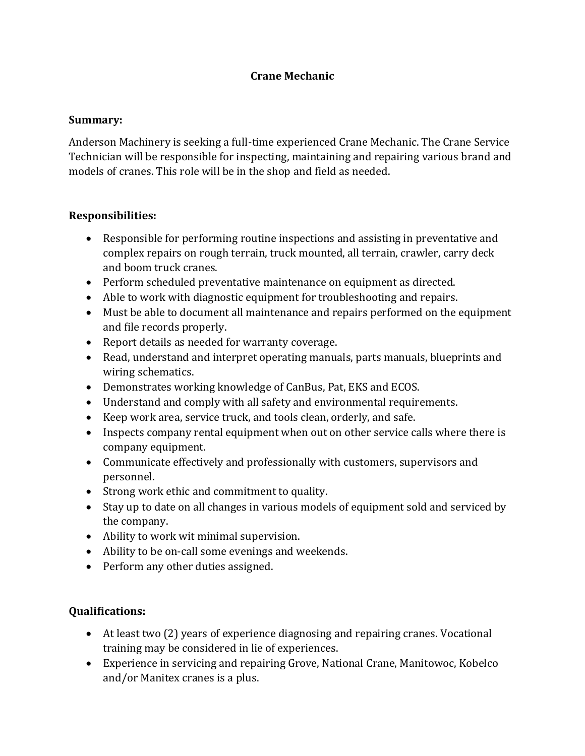# Crane Mechanic

**Summary:**

Anderson Machinery is seeking a full-time experienced Crane Mechanic. The Crane Service Technician will be responsible for inspecting, maintaining and repairing various brand and models of cranes. This role will be in the shop and field as needed.

**Responsibilities:**

- Responsible for performing routine inspections and assisting in preventative and complex repairs on rough terrain, truck mounted, all terrain, crawler, carry deck and boom truck cranes.
- Perform scheduled preventative maintenance on equipment as directed.
- Able to work with diagnostic equipment for troubleshooting and repairs.
- Must be able to document all maintenance and repairs performed on the equipment and file records properly.
- Report details as needed for warranty coverage.
- Read, understand and interpret operating manuals, parts manuals, blueprints and wiring schematics.
- Demonstrates working knowledge of CanBus, Pat, EKS and ECOS.
- Understand and comply with all safety and environmental requirements.
- Keep work area, service truck, and tools clean, orderly, and safe.
- Inspects company rental equipment when out on other service calls where there is company equipment.
- Communicate effectively and professionally with customers, supervisors and personnel.
- Strong work ethic and commitment to quality.
- Stay up to date on all changes in various models of equipment sold and serviced by the company.
- Ability to work wit minimal supervision.
- Ability to be on-call some evenings and weekends.
- Perform any other duties assigned.

**Qualifications:**

- At least two (2) years of experience diagnosing and repairing cranes. Vocational training may be considered in lie of experiences.
- Experience in servicing and repairing Grove, National Crane, Manitowoc, Kobelco and/or Manitex cranes is a plus.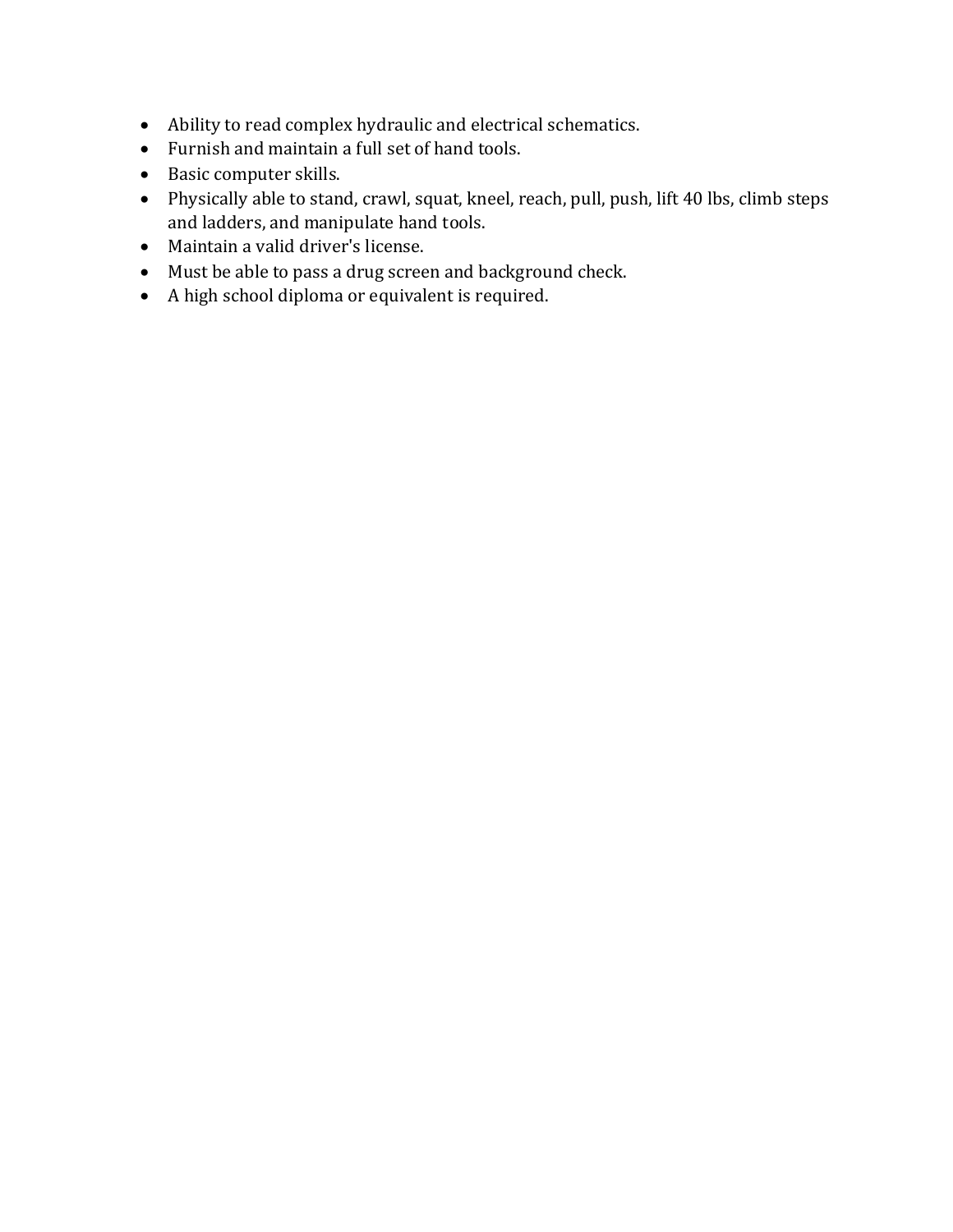- Ability to read complex hydraulic and electrical schematics.
- Furnish and maintain a full set of hand tools.
- Basic computer skills.
- Physically able to stand, crawl, squat, kneel, reach, pull, push, lift 40 lbs, climb steps and ladders, and manipulate hand tools.
- Maintain a valid driver's license.
- Must be able to pass a drug screen and background check.
- A high school diploma or equivalent is required.